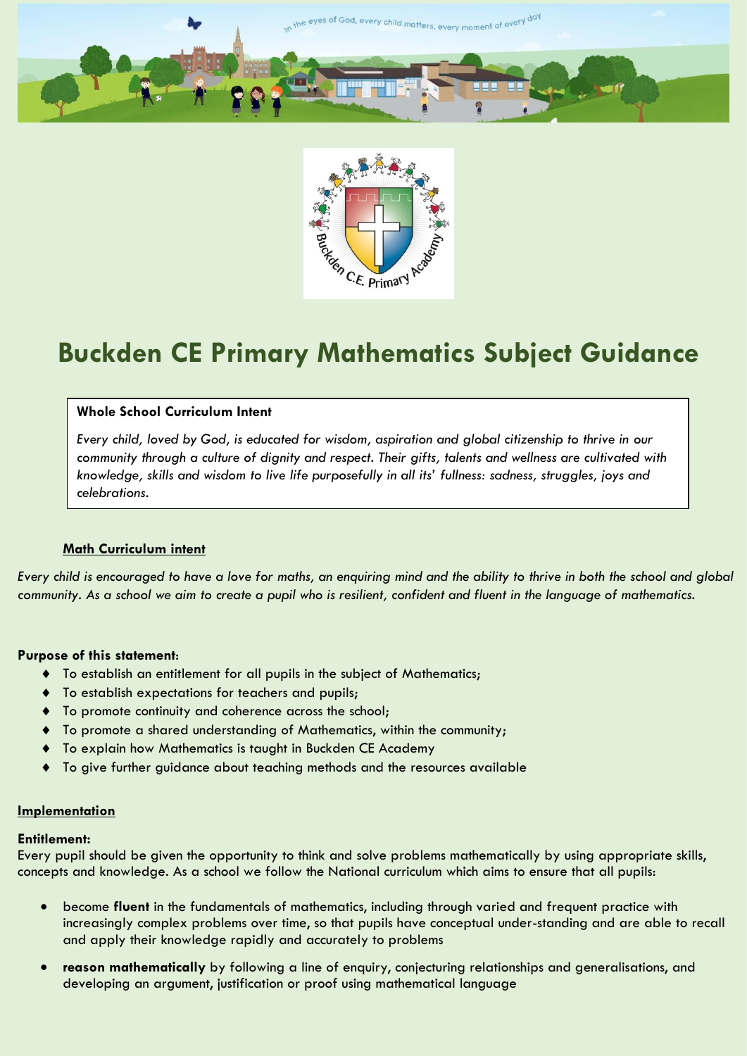# Buckden CE Primary Mathematics Subject Guidance

**Whole School Curriculum Intent**

*Every child, loved by God, is educated for wisdom, aspiration and global citizenship to thrive in our community through a culture of dignity and respect. Their gifts, talents and wellness are cultivated with knowledge, skills and wisdom to live life purposefully in all its' fullness: sadness, struggles, joys and celebrations.*

**Math Curriculum intent**

*Every child is encouraged to have a love for maths, an enquiring mind and the ability to thrive in both the school and global community. As a school we aim to create a pupil who is resilient, confident and fluent in the language of mathematics.*

**Purpose of this statement:**

- To establish an entitlement for all pupils in the subject of Mathematics;
- To establish expectations for teachers and pupils;
- To promote continuity and coherence across the school;
- To promote a shared understanding of Mathematics, within the community;
- To explain how Mathematics is taught in Buckden CE Academy
- To give further guidance about teaching methods and the resources available

**Implementation**

**Entitlement:**

Every pupil should be given the opportunity to think and solve problems mathematically by using appropriate skills, concepts and knowledge. As a school we follow the National curriculum which aims to ensure that all pupils:

- become **fluent** in the fundamentals of mathematics, including through varied and frequent practice with increasingly complex problems over time, so that pupils have conceptual under-standing and are able to recall and apply their knowledge rapidly and accurately to problems
- **reason mathematically** by following a line of enquiry, conjecturing relationships and generalisations, and developing an argument, justification or proof using mathematical language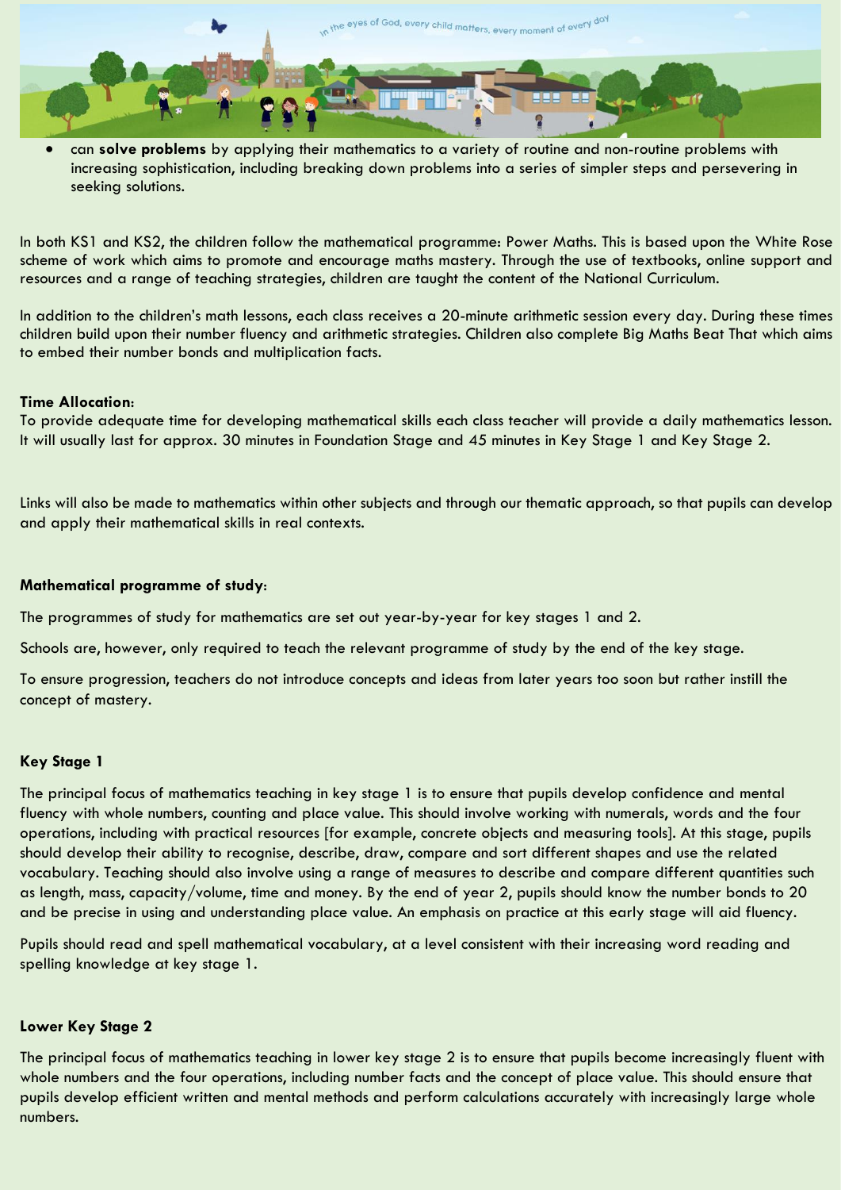- can **solve problems** by applying their mathematics to a variety of routine and non-routine problems with increasing sophistication, including breaking down problems into a series of simpler steps and persevering in seeking solutions.

In both KS1 and KS2, the children follow the mathematical programme: Power Maths. This is based upon the White Rose scheme of work which aims to promote and encourage maths mastery. Through the use of textbooks, online support and resources and a range of teaching strategies, children are taught the content of the National Curriculum.

In addition to the children's math lessons, each class receives a 20-minute arithmetic session every day. During these times children build upon their number fluency and arithmetic strategies. Children also complete Big Maths Beat That which aims to embed their number bonds and multiplication facts.

**Time Allocation**:

To provide adequate time for developing mathematical skills each class teacher will provide a daily mathematics lesson. It will usually last for approx. 30 minutes in Foundation Stage and 45 minutes in Key Stage 1 and Key Stage 2.

Links will also be made to mathematics within other subjects and through our thematic approach, so that pupils can develop and apply their mathematical skills in real contexts.

**Mathematical programme of study**:

The programmes of study for mathematics are set out year-by-year for key stages 1 and 2.

Schools are, however, only required to teach the relevant programme of study by the end of the key stage.

To ensure progression, teachers do not introduce concepts and ideas from later years too soon but rather instill the concept of mastery.

**Key Stage 1**

The principal focus of mathematics teaching in key stage 1 is to ensure that pupils develop confidence and mental fluency with whole numbers, counting and place value. This should involve working with numerals, words and the four operations, including with practical resources [for example, concrete objects and measuring tools]. At this stage, pupils should develop their ability to recognise, describe, draw, compare and sort different shapes and use the related vocabulary. Teaching should also involve using a range of measures to describe and compare different quantities such as length, mass, capacity/volume, time and money. By the end of year 2, pupils should know the number bonds to 20 and be precise in using and understanding place value. An emphasis on practice at this early stage will aid fluency.

Pupils should read and spell mathematical vocabulary, at a level consistent with their increasing word reading and spelling knowledge at key stage 1.

**Lower Key Stage 2**

The principal focus of mathematics teaching in lower key stage 2 is to ensure that pupils become increasingly fluent with whole numbers and the four operations, including number facts and the concept of place value. This should ensure that pupils develop efficient written and mental methods and perform calculations accurately with increasingly large whole numbers.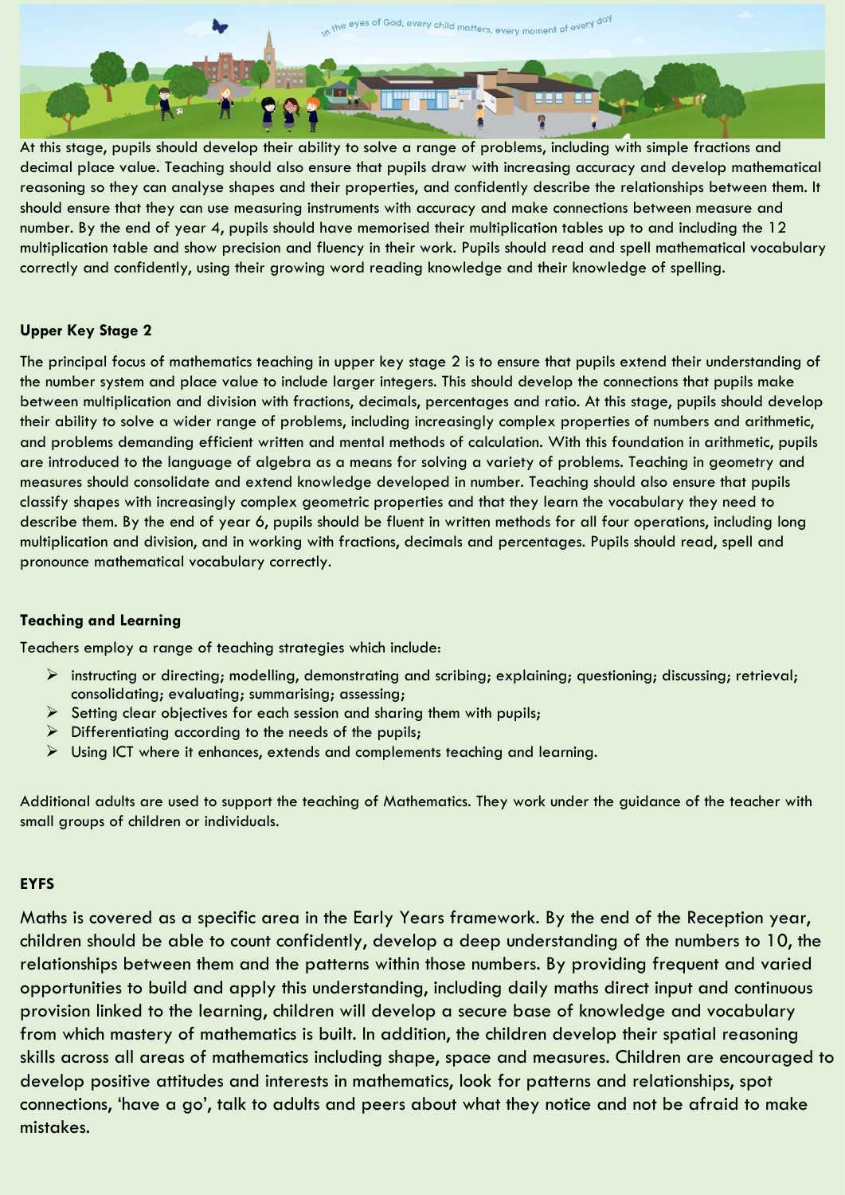At this stage, pupils should develop their ability to solve a range of problems, including with simple fractions and decimal place value. Teaching should also ensure that pupils draw with increasing accuracy and develop mathematical reasoning so they can analyse shapes and their properties, and confidently describe the relationships between them. It should ensure that they can use measuring instruments with accuracy and make connections between measure and number. By the end of year 4, pupils should have memorised their multiplication tables up to and including the 12 multiplication table and show precision and fluency in their work. Pupils should read and spell mathematical vocabulary correctly and confidently, using their growing word reading knowledge and their knowledge of spelling.

**Upper Key Stage 2**

The principal focus of mathematics teaching in upper key stage 2 is to ensure that pupils extend their understanding of the number system and place value to include larger integers. This should develop the connections that pupils make between multiplication and division with fractions, decimals, percentages and ratio. At this stage, pupils should develop their ability to solve a wider range of problems, including increasingly complex properties of numbers and arithmetic, and problems demanding efficient written and mental methods of calculation. With this foundation in arithmetic, pupils are introduced to the language of algebra as a means for solving a variety of problems. Teaching in geometry and measures should consolidate and extend knowledge developed in number. Teaching should also ensure that pupils classify shapes with increasingly complex geometric properties and that they learn the vocabulary they need to describe them. By the end of year 6, pupils should be fluent in written methods for all four operations, including long multiplication and division, and in working with fractions, decimals and percentages. Pupils should read, spell and pronounce mathematical vocabulary correctly.

**Teaching and Learning**

Teachers employ a range of teaching strategies which include:

- instructing or directing; modelling, demonstrating and scribing; explaining; questioning; discussing; retrieval; consolidating; evaluating; summarising; assessing;
- Setting clear objectives for each session and sharing them with pupils;
- Differentiating according to the needs of the pupils;
- Using ICT where it enhances, extends and complements teaching and learning.

Additional adults are used to support the teaching of Mathematics. They work under the guidance of the teacher with small groups of children or individuals.

**EYFS**

Maths is covered as a specific area in the Early Years framework. By the end of the Reception year, children should be able to count confidently, develop a deep understanding of the numbers to 10, the relationships between them and the patterns within those numbers. By providing frequent and varied opportunities to build and apply this understanding, including daily maths direct input and continuous provision linked to the learning, children will develop a secure base of knowledge and vocabulary from which mastery of mathematics is built. In addition, the children develop their spatial reasoning skills across all areas of mathematics including shape, space and measures. Children are encouraged to develop positive attitudes and interests in mathematics, look for patterns and relationships, spot connections, 'have a go', talk to adults and peers about what they notice and not be afraid to make mistakes.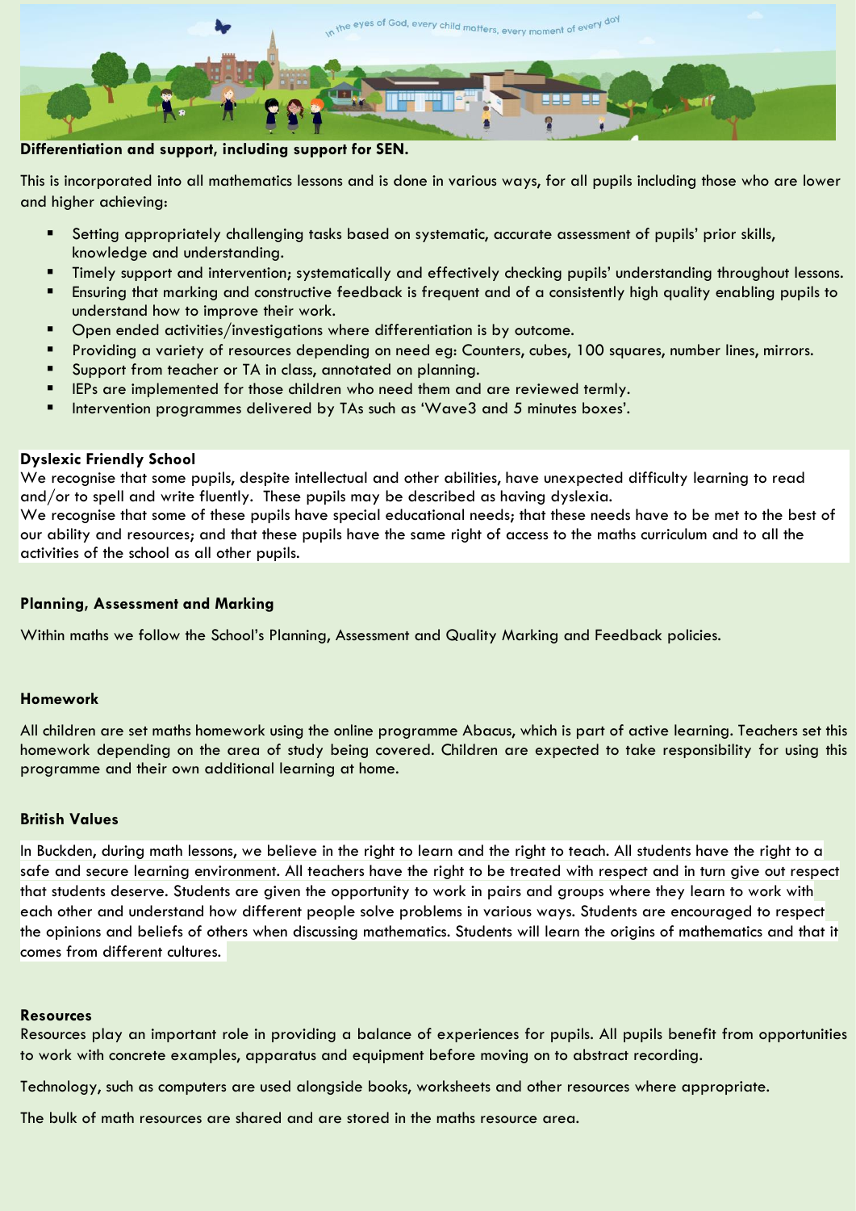**Differentiation and support, including support for SEN.**

This is incorporated into all mathematics lessons and is done in various ways, for all pupils including those who are lower and higher achieving:

- Setting appropriately challenging tasks based on systematic, accurate assessment of pupils' prior skills, knowledge and understanding.
- Timely support and intervention; systematically and effectively checking pupils' understanding throughout lessons.
- Ensuring that marking and constructive feedback is frequent and of a consistently high quality enabling pupils to understand how to improve their work.
- Open ended activities/investigations where differentiation is by outcome.
- Providing a variety of resources depending on need eg: Counters, cubes, 100 squares, number lines, mirrors.
- Support from teacher or TA in class, annotated on planning.
- IEPs are implemented for those children who need them and are reviewed termly.
- Intervention programmes delivered by TAs such as 'Wave3 and 5 minutes boxes'.

**Dyslexic Friendly School**

We recognise that some pupils, despite intellectual and other abilities, have unexpected difficulty learning to read and/or to spell and write fluently. These pupils may be described as having dyslexia.

We recognise that some of these pupils have special educational needs; that these needs have to be met to the best of our ability and resources; and that these pupils have the same right of access to the maths curriculum and to all the activities of the school as all other pupils.

**Planning, Assessment and Marking**

Within maths we follow the School's Planning, Assessment and Quality Marking and Feedback policies.

**Homework**

All children are set maths homework using the online programme Abacus, which is part of active learning. Teachers set this homework depending on the area of study being covered. Children are expected to take responsibility for using this programme and their own additional learning at home.

**British Values**

In Buckden, during math lessons, we believe in the right to learn and the right to teach. All students have the right to a safe and secure learning environment. All teachers have the right to be treated with respect and in turn give out respect that students deserve. Students are given the opportunity to work in pairs and groups where they learn to work with each other and understand how different people solve problems in various ways. Students are encouraged to respect the opinions and beliefs of others when discussing mathematics. Students will learn the origins of mathematics and that it comes from different cultures.

**Resources**

Resources play an important role in providing a balance of experiences for pupils. All pupils benefit from opportunities to work with concrete examples, apparatus and equipment before moving on to abstract recording.

Technology, such as computers are used alongside books, worksheets and other resources where appropriate.

The bulk of math resources are shared and are stored in the maths resource area.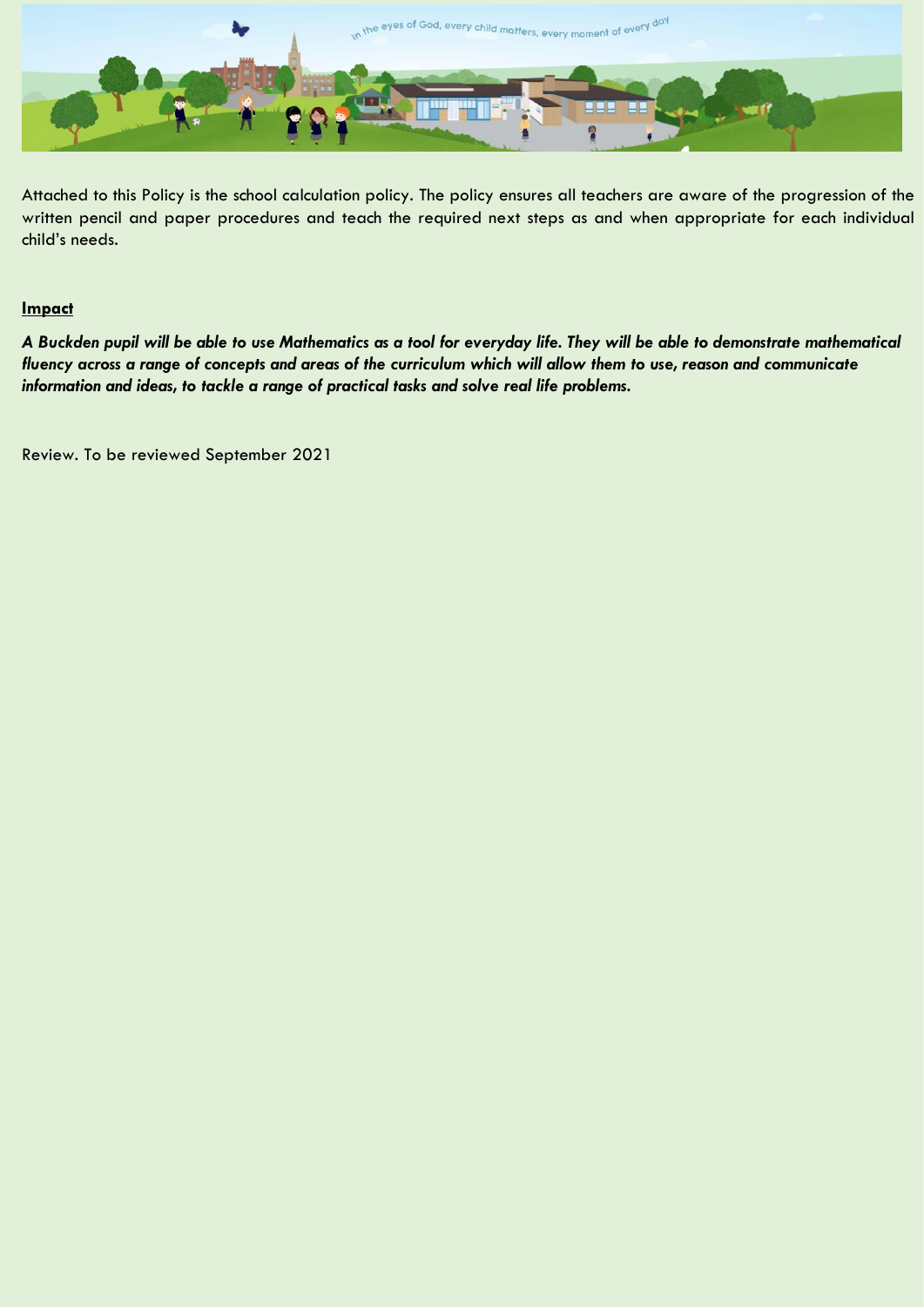Attached to this Policy is the school calculation policy. The policy ensures all teachers are aware of the progression of the written pencil and paper procedures and teach the required next steps as and when appropriate for each individual child's needs.

**Impact**

***A Buckden pupil will be able to use Mathematics as a tool for everyday life. They will be able to demonstrate mathematical fluency across a range of concepts and areas of the curriculum which will allow them to use, reason and communicate information and ideas, to tackle a range of practical tasks and solve real life problems.***

Review. To be reviewed September 2021